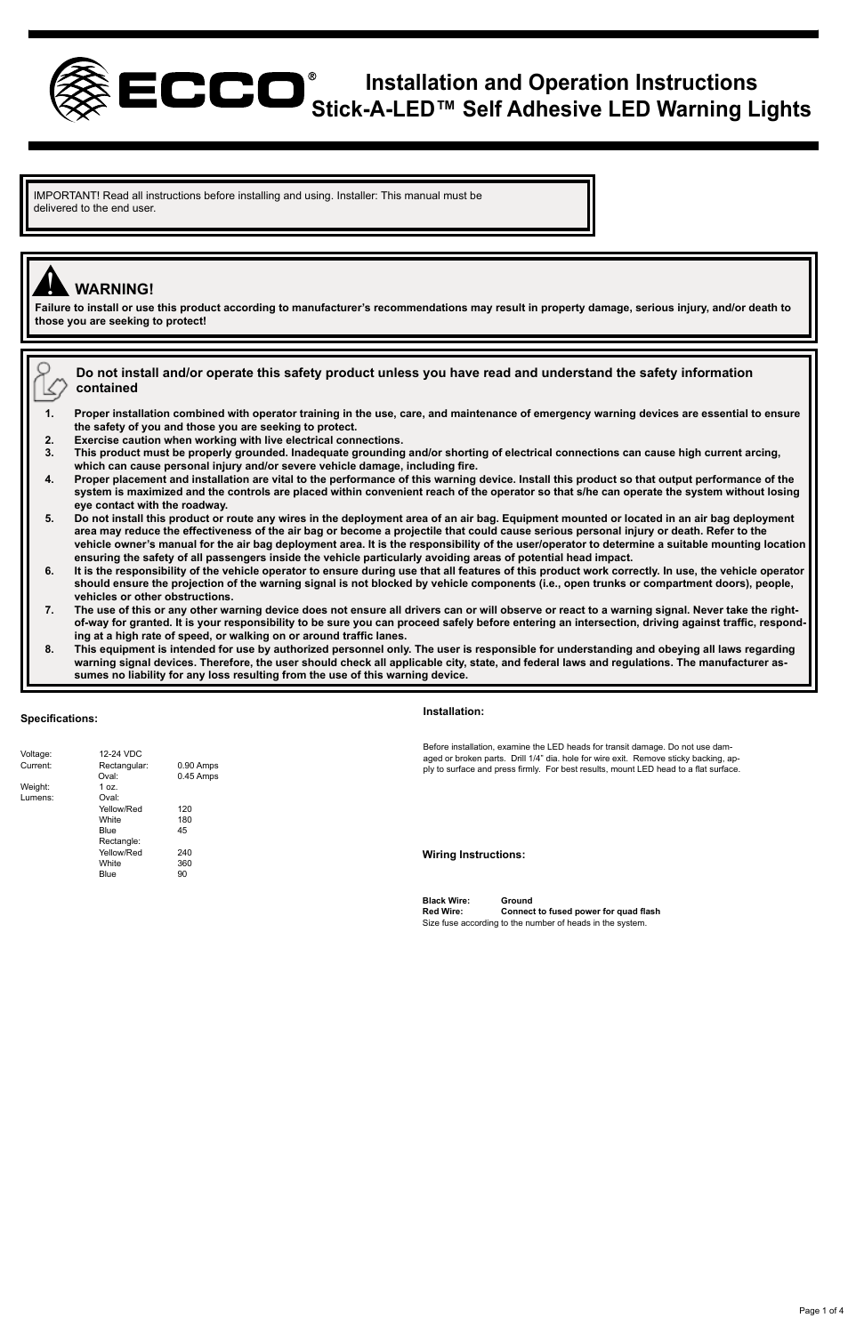# Installation and Operation Instructions
# Stick-A-LED™ Self Adhesive LED Warning Lights

IMPORTANT! Read all instructions before installing and using. Installer: This manual must be delivered to the end user.

## WARNING!

**Failure to install or use this product according to manufacturer's recommendations may result in property damage, serious injury, and/or death to those you are seeking to protect!**

**Do not install and/or operate this safety product unless you have read and understand the safety information contained**

1. **Proper installation combined with operator training in the use, care, and maintenance of emergency warning devices are essential to ensure the safety of you and those you are seeking to protect.**
2. **Exercise caution when working with live electrical connections.**
3. **This product must be properly grounded. Inadequate grounding and/or shorting of electrical connections can cause high current arcing, which can cause personal injury and/or severe vehicle damage, including fire.**
4. **Proper placement and installation are vital to the performance of this warning device. Install this product so that output performance of the system is maximized and the controls are placed within convenient reach of the operator so that s/he can operate the system without losing eye contact with the roadway.**
5. **Do not install this product or route any wires in the deployment area of an air bag. Equipment mounted or located in an air bag deployment area may reduce the effectiveness of the air bag or become a projectile that could cause serious personal injury or death. Refer to the vehicle owner's manual for the air bag deployment area. It is the responsibility of the user/operator to determine a suitable mounting location ensuring the safety of all passengers inside the vehicle particularly avoiding areas of potential head impact.**
6. **It is the responsibility of the vehicle operator to ensure during use that all features of this product work correctly. In use, the vehicle operator should ensure the projection of the warning signal is not blocked by vehicle components (i.e., open trunks or compartment doors), people, vehicles or other obstructions.**
7. **The use of this or any other warning device does not ensure all drivers can or will observe or react to a warning signal. Never take the right-of-way for granted. It is your responsibility to be sure you can proceed safely before entering an intersection, driving against traffic, responding at a high rate of speed, or walking on or around traffic lanes.**
8. **This equipment is intended for use by authorized personnel only. The user is responsible for understanding and obeying all laws regarding warning signal devices. Therefore, the user should check all applicable city, state, and federal laws and regulations. The manufacturer assumes no liability for any loss resulting from the use of this warning device.**

### Specifications:

| | | |
|---|---|---|
| Voltage: | 12-24 VDC | |
| Current: | Rectangular: | 0.90 Amps |
| | Oval: | 0.45 Amps |
| Weight: | 1 oz. | |
| Lumens: | Oval: | |
| | Yellow/Red | 120 |
| | White | 180 |
| | Blue | 45 |
| | Rectangle: | |
| | Yellow/Red | 240 |
| | White | 360 |
| | Blue | 90 |

### Installation:

Before installation, examine the LED heads for transit damage. Do not use damaged or broken parts. Drill 1/4" dia. hole for wire exit. Remove sticky backing, apply to surface and press firmly. For best results, mount LED head to a flat surface.

### Wiring Instructions:

**Black Wire:** **Ground**
**Red Wire:** **Connect to fused power for quad flash**
Size fuse according to the number of heads in the system.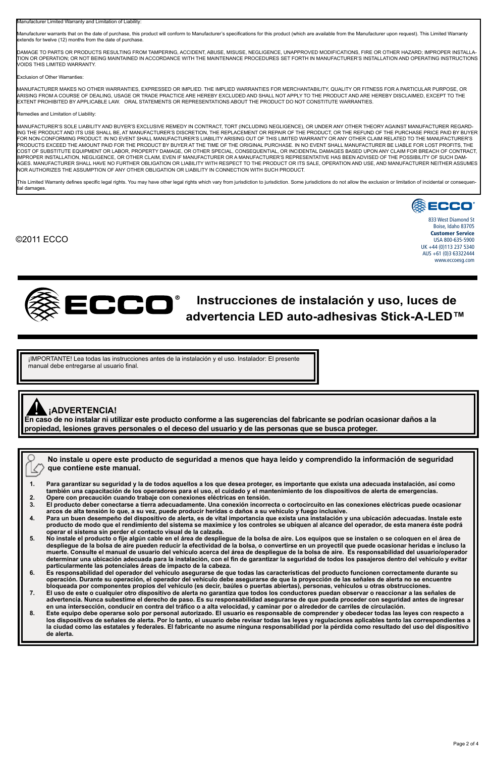Manufacturer Limited Warranty and Limitation of Liability:

Manufacturer warrants that on the date of purchase, this product will conform to Manufacturer's specifications for this product (which are available from the Manufacturer upon request). This Limited Warranty extends for twelve (12) months from the date of purchase.

DAMAGE TO PARTS OR PRODUCTS RESULTING FROM TAMPERING, ACCIDENT, ABUSE, MISUSE, NEGLIGENCE, UNAPPROVED MODIFICATIONS, FIRE OR OTHER HAZARD; IMPROPER INSTALLATION OR OPERATION; OR NOT BEING MAINTAINED IN ACCORDANCE WITH THE MAINTENANCE PROCEDURES SET FORTH IN MANUFACTURER'S INSTALLATION AND OPERATING INSTRUCTIONS VOIDS THIS LIMITED WARRANTY.

Exclusion of Other Warranties:

MANUFACTURER MAKES NO OTHER WARRANTIES, EXPRESSED OR IMPLIED. THE IMPLIED WARRANTIES FOR MERCHANTABILITY, QUALITY OR FITNESS FOR A PARTICULAR PURPOSE, OR ARISING FROM A COURSE OF DEALING, USAGE OR TRADE PRACTICE ARE HEREBY EXCLUDED AND SHALL NOT APPLY TO THE PRODUCT AND ARE HEREBY DISCLAIMED, EXCEPT TO THE EXTENT PROHIBITED BY APPLICABLE LAW. ORAL STATEMENTS OR REPRESENTATIONS ABOUT THE PRODUCT DO NOT CONSTITUTE WARRANTIES.

Remedies and Limitation of Liability:

MANUFACTURER'S SOLE LIABILITY AND BUYER'S EXCLUSIVE REMEDY IN CONTRACT, TORT (INCLUDING NEGLIGENCE), OR UNDER ANY OTHER THEORY AGAINST MANUFACTURER REGARDING THE PRODUCT AND ITS USE SHALL BE, AT MANUFACTURER'S DISCRETION, THE REPLACEMENT OR REPAIR OF THE PRODUCT, OR THE REFUND OF THE PURCHASE PRICE PAID BY BUYER FOR NON-CONFORMING PRODUCT. IN NO EVENT SHALL MANUFACTURER'S LIABILITY ARISING OUT OF THIS LIMITED WARRANTY OR ANY OTHER CLAIM RELATED TO THE MANUFACTURER'S PRODUCTS EXCEED THE AMOUNT PAID FOR THE PRODUCT BY BUYER AT THE TIME OF THE ORIGINAL PURCHASE. IN NO EVENT SHALL MANUFACTURER BE LIABLE FOR LOST PROFITS, THE COST OF SUBSTITUTE EQUIPMENT OR LABOR, PROPERTY DAMAGE, OR OTHER SPECIAL, CONSEQUENTIAL, OR INCIDENTAL DAMAGES BASED UPON ANY CLAIM FOR BREACH OF CONTRACT, IMPROPER INSTALLATION, NEGLIGENCE, OR OTHER CLAIM, EVEN IF MANUFACTURER OR A MANUFACTURER'S REPRESENTATIVE HAS BEEN ADVISED OF THE POSSIBILITY OF SUCH DAMAGES. MANUFACTURER SHALL HAVE NO FURTHER OBLIGATION OR LIABILITY WITH RESPECT TO THE PRODUCT OR ITS SALE, OPERATION AND USE, AND MANUFACTURER NEITHER ASSUMES NOR AUTHORIZES THE ASSUMPTION OF ANY OTHER OBLIGATION OR LIABILITY IN CONNECTION WITH SUCH PRODUCT.

This Limited Warranty defines specific legal rights. You may have other legal rights which vary from jurisdiction to jurisdiction. Some jurisdictions do not allow the exclusion or limitation of incidental or consequential damages.

©2011 ECCO

ECCO®
833 West Diamond St
Boise, Idaho 83705
**Customer Service**
USA 800-635-5900
UK +44 (0)113 237 5340
AUS +61 (0)3 63322444
www.eccoesg.com

# Instrucciones de instalación y uso, luces de advertencia LED auto-adhesivas Stick-A-LED™

¡IMPORTANTE! Lea todas las instrucciones antes de la instalación y el uso. Instalador: El presente manual debe entregarse al usuario final.

## ¡ADVERTENCIA!

**En caso de no instalar ni utilizar este producto conforme a las sugerencias del fabricante se podrían ocasionar daños a la propiedad, lesiones graves personales o el deceso del usuario y de las personas que se busca proteger.**

**No instale u opere este producto de seguridad a menos que haya leído y comprendido la información de seguridad que contiene este manual.**

1. **Para garantizar su seguridad y la de todos aquellos a los que desea proteger, es importante que exista una adecuada instalación, así como también una capacitación de los operadores para el uso, el cuidado y el mantenimiento de los dispositivos de alerta de emergencias.**
2. **Opere con precaución cuando trabaje con conexiones eléctricas en tensión.**
3. **El producto deber conectarse a tierra adecuadamente. Una conexión incorrecta o cortocircuito en las conexiones eléctricas puede ocasionar arcos de alta tensión lo que, a su vez, puede producir heridas o daños a su vehículo y fuego inclusive.**
4. **Para un buen desempeño del dispositivo de alerta, es de vital importancia que exista una instalación y una ubicación adecuadas. Instale este producto de modo que el rendimiento del sistema se maximice y los controles se ubiquen al alcance del operador, de esta manera éste podrá operar el sistema sin perder el contacto visual de la calzada.**
5. **No instale el producto o fije algún cable en el área de despliegue de la bolsa de aire. Los equipos que se instalen o se coloquen en el área de despliegue de la bolsa de aire pueden reducir la efectividad de la bolsa, o convertirse en un proyectil que puede ocasionar heridas e incluso la muerte. Consulte el manual de usuario del vehículo acerca del área de despliegue de la bolsa de aire. Es responsabilidad del usuario/operador determinar una ubicación adecuada para la instalación, con el fin de garantizar la seguridad de todos los pasajeros dentro del vehículo y evitar particularmente las potenciales áreas de impacto de la cabeza.**
6. **Es responsabilidad del operador del vehículo asegurarse de que todas las características del producto funcionen correctamente durante su operación. Durante su operación, el operador del vehículo debe asegurarse de que la proyección de las señales de alerta no se encuentre bloqueada por componentes propios del vehículo (es decir, baúles o puertas abiertas), personas, vehículos u otras obstrucciones.**
7. **El uso de este o cualquier otro dispositivo de alerta no garantiza que todos los conductores puedan observar o reaccionar a las señales de advertencia. Nunca subestime el derecho de paso. Es su responsabilidad asegurarse de que pueda proceder con seguridad antes de ingresar en una intersección, conducir en contra del tráfico o a alta velocidad, y caminar por o alrededor de carriles de circulación.**
8. **Este equipo debe operarse solo por personal autorizado. El usuario es responsable de comprender y obedecer todas las leyes con respecto a los dispositivos de señales de alerta. Por lo tanto, el usuario debe revisar todas las leyes y regulaciones aplicables tanto las correspondientes a la ciudad como las estatales y federales. El fabricante no asume ninguna responsabilidad por la pérdida como resultado del uso del dispositivo de alerta.**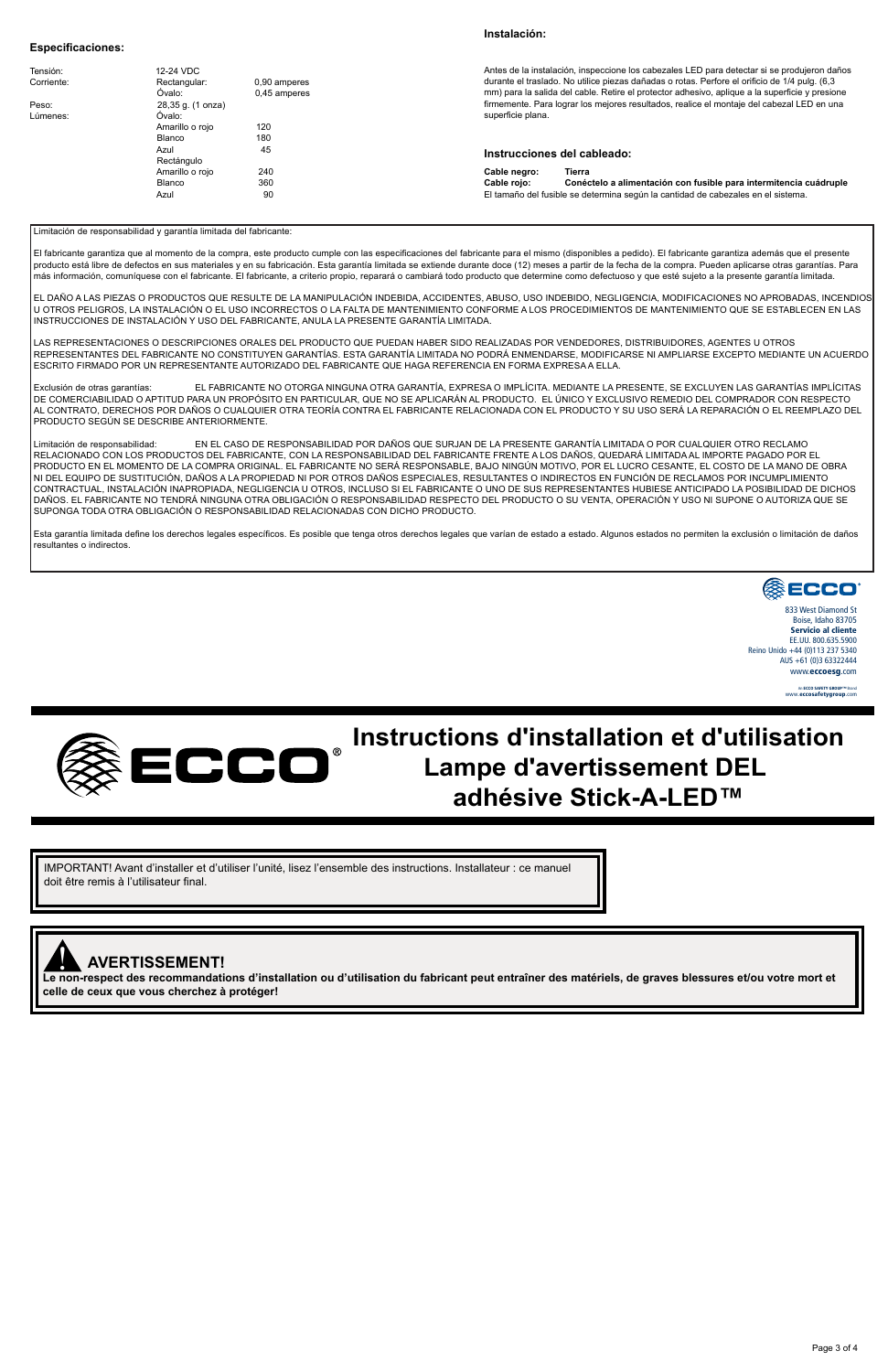## Especificaciones:

| | | |
|---|---|---|
| Tensión: | 12-24 VDC | |
| Corriente: | Rectangular: | 0,90 amperes |
| | Óvalo: | 0,45 amperes |
| Peso: | 28,35 g. (1 onza) | |
| Lúmenes: | Óvalo: | |
| | Amarillo o rojo | 120 |
| | Blanco | 180 |
| | Azul | 45 |
| | Rectángulo | |
| | Amarillo o rojo | 240 |
| | Blanco | 360 |
| | Azul | 90 |

## Instalación:

Antes de la instalación, inspeccione los cabezales LED para detectar si se produjeron daños durante el traslado. No utilice piezas dañadas o rotas. Perfore el orificio de 1/4 pulg. (6,3 mm) para la salida del cable. Retire el protector adhesivo, aplique a la superficie y presione firmemente. Para lograr los mejores resultados, realice el montaje del cabezal LED en una superficie plana.

## Instrucciones del cableado:

**Cable negro:** **Tierra**
**Cable rojo:** **Conéctelo a alimentación con fusible para intermitencia cuádruple**
El tamaño del fusible se determina según la cantidad de cabezales en el sistema.

Limitación de responsabilidad y garantía limitada del fabricante:

El fabricante garantiza que al momento de la compra, este producto cumple con las especificaciones del fabricante para el mismo (disponibles a pedido). El fabricante garantiza además que el presente producto está libre de defectos en sus materiales y en su fabricación. Esta garantía limitada se extiende durante doce (12) meses a partir de la fecha de la compra. Pueden aplicarse otras garantías. Para más información, comuníquese con el fabricante. El fabricante, a criterio propio, reparará o cambiará todo producto que determine como defectuoso y que esté sujeto a la presente garantía limitada.

EL DAÑO A LAS PIEZAS O PRODUCTOS QUE RESULTE DE LA MANIPULACIÓN INDEBIDA, ACCIDENTES, ABUSO, USO INDEBIDO, NEGLIGENCIA, MODIFICACIONES NO APROBADAS, INCENDIOS U OTROS PELIGROS, LA INSTALACIÓN O EL USO INCORRECTOS O LA FALTA DE MANTENIMIENTO CONFORME A LOS PROCEDIMIENTOS DE MANTENIMIENTO QUE SE ESTABLECEN EN LAS INSTRUCCIONES DE INSTALACIÓN Y USO DEL FABRICANTE, ANULA LA PRESENTE GARANTÍA LIMITADA.

LAS REPRESENTACIONES O DESCRIPCIONES ORALES DEL PRODUCTO QUE PUEDAN HABER SIDO REALIZADAS POR VENDEDORES, DISTRIBUIDORES, AGENTES U OTROS REPRESENTANTES DEL FABRICANTE NO CONSTITUYEN GARANTÍAS. ESTA GARANTÍA LIMITADA NO PODRÁ ENMENDARSE, MODIFICARSE NI AMPLIARSE EXCEPTO MEDIANTE UN ACUERDO ESCRITO FIRMADO POR UN REPRESENTANTE AUTORIZADO DEL FABRICANTE QUE HAGA REFERENCIA EN FORMA EXPRESA A ELLA.

Exclusión de otras garantías: EL FABRICANTE NO OTORGA NINGUNA OTRA GARANTÍA, EXPRESA O IMPLÍCITA. MEDIANTE LA PRESENTE, SE EXCLUYEN LAS GARANTÍAS IMPLÍCITAS DE COMERCIABILIDAD O APTITUD PARA UN PROPÓSITO EN PARTICULAR, QUE NO SE APLICARÁN AL PRODUCTO. EL ÚNICO Y EXCLUSIVO REMEDIO DEL COMPRADOR CON RESPECTO AL CONTRATO, DERECHOS POR DAÑOS O CUALQUIER OTRA TEORÍA CONTRA EL FABRICANTE RELACIONADA CON EL PRODUCTO Y SU USO SERÁ LA REPARACIÓN O EL REEMPLAZO DEL PRODUCTO SEGÚN SE DESCRIBE ANTERIORMENTE.

Limitación de responsabilidad: EN EL CASO DE RESPONSABILIDAD POR DAÑOS QUE SURJAN DE LA PRESENTE GARANTÍA LIMITADA O POR CUALQUIER OTRO RECLAMO RELACIONADO CON LOS PRODUCTOS DEL FABRICANTE, CON LA RESPONSABILIDAD DEL FABRICANTE FRENTE A LOS DAÑOS, QUEDARÁ LIMITADA AL IMPORTE PAGADO POR EL PRODUCTO EN EL MOMENTO DE LA COMPRA ORIGINAL. EL FABRICANTE NO SERÁ RESPONSABLE, BAJO NINGÚN MOTIVO, POR EL LUCRO CESANTE, EL COSTO DE LA MANO DE OBRA NI DEL EQUIPO DE SUSTITUCIÓN, DAÑOS A LA PROPIEDAD NI POR OTROS DAÑOS ESPECIALES, RESULTANTES O INDIRECTOS EN FUNCIÓN DE RECLAMOS POR INCUMPLIMIENTO CONTRACTUAL, INSTALACIÓN INAPROPIADA, NEGLIGENCIA U OTROS, INCLUSO SI EL FABRICANTE O UNO DE SUS REPRESENTANTES HUBIESE ANTICIPADO LA POSIBILIDAD DE DICHOS DAÑOS. EL FABRICANTE NO TENDRÁ NINGUNA OTRA OBLIGACIÓN O RESPONSABILIDAD RESPECTO DEL PRODUCTO O SU VENTA, OPERACIÓN Y USO NI SUPONE O AUTORIZA QUE SE SUPONGA TODA OTRA OBLIGACIÓN O RESPONSABILIDAD RELACIONADAS CON DICHO PRODUCTO.

Esta garantía limitada define los derechos legales específicos. Es posible que tenga otros derechos legales que varían de estado a estado. Algunos estados no permiten la exclusión o limitación de daños resultantes o indirectos.

ECCO
833 West Diamond St
Boise, Idaho 83705
**Servicio al cliente**
EE.UU. 800.635.5900
Reino Unido +44 (0)113 237 5340
AUS +61 (0)3 63322444
www.**eccoesg**.com

An ECCO SAFETY GROUP™ Brand
www.eccosafetygroup.com

# Instructions d'installation et d'utilisation Lampe d'avertissement DEL adhésive Stick-A-LED™

IMPORTANT! Avant d'installer et d'utiliser l'unité, lisez l'ensemble des instructions. Installateur : ce manuel doit être remis à l'utilisateur final.

## AVERTISSEMENT!

**Le non-respect des recommandations d'installation ou d'utilisation du fabricant peut entraîner des matériels, de graves blessures et/ou votre mort et celle de ceux que vous cherchez à protéger!**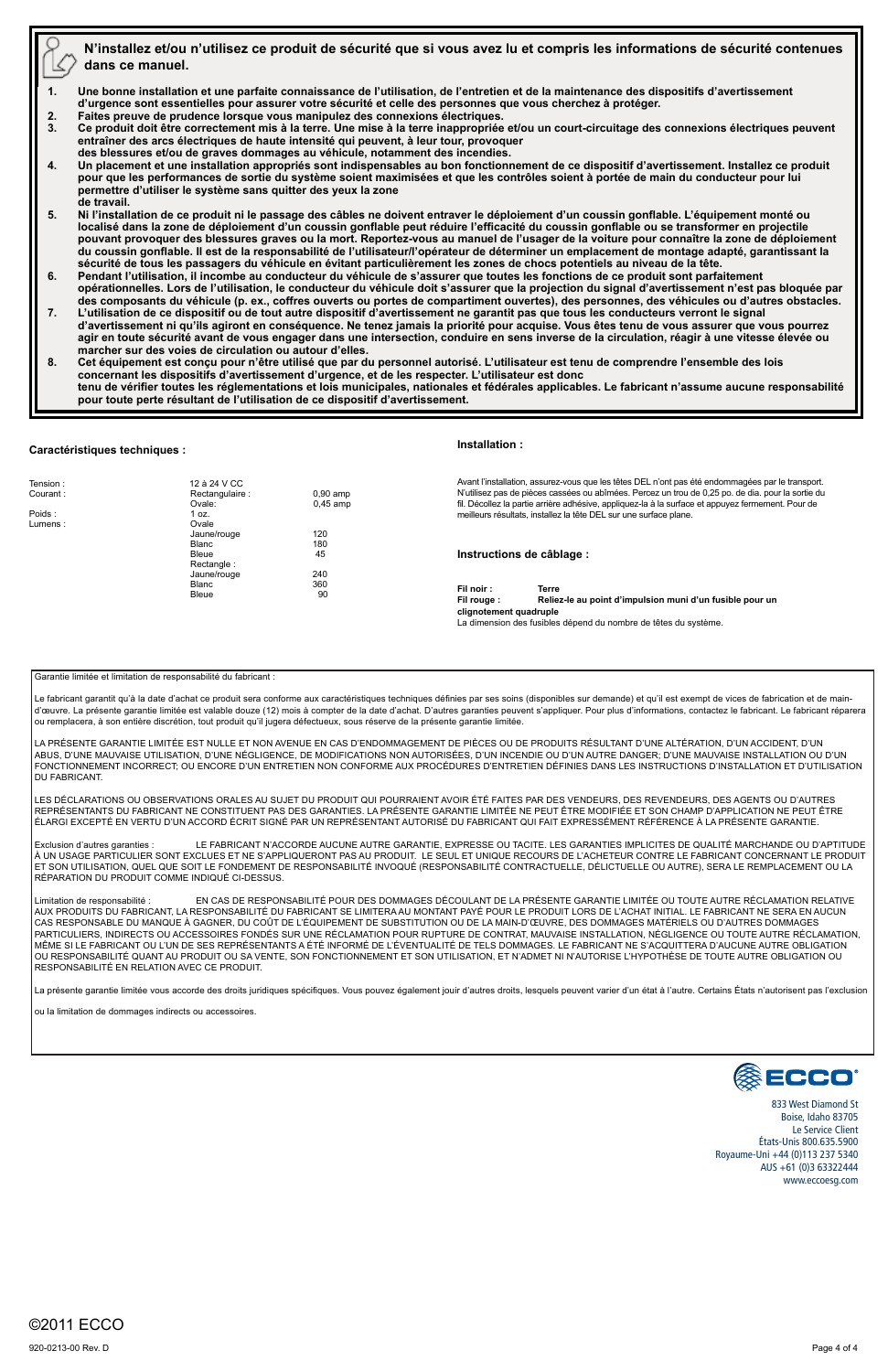**N'installez et/ou n'utilisez ce produit de sécurité que si vous avez lu et compris les informations de sécurité contenues dans ce manuel.**

1. **Une bonne installation et une parfaite connaissance de l'utilisation, de l'entretien et de la maintenance des dispositifs d'avertissement d'urgence sont essentielles pour assurer votre sécurité et celle des personnes que vous cherchez à protéger.**
2. **Faites preuve de prudence lorsque vous manipulez des connexions électriques.**
3. **Ce produit doit être correctement mis à la terre. Une mise à la terre inappropriée et/ou un court-circuitage des connexions électriques peuvent entraîner des arcs électriques de haute intensité qui peuvent, à leur tour, provoquer des blessures et/ou de graves dommages au véhicule, notamment des incendies.**
4. **Un placement et une installation appropriés sont indispensables au bon fonctionnement de ce dispositif d'avertissement. Installez ce produit pour que les performances de sortie du système soient maximisées et que les contrôles soient à portée de main du conducteur pour lui permettre d'utiliser le système sans quitter des yeux la zone de travail.**
5. **Ni l'installation de ce produit ni le passage des câbles ne doivent entraver le déploiement d'un coussin gonflable. L'équipement monté ou localisé dans la zone de déploiement d'un coussin gonflable peut réduire l'efficacité du coussin gonflable ou se transformer en projectile pouvant provoquer des blessures graves ou la mort. Reportez-vous au manuel de l'usager de la voiture pour connaître la zone de déploiement du coussin gonflable. Il est de la responsabilité de l'utilisateur/l'opérateur de déterminer un emplacement de montage adapté, garantissant la sécurité de tous les passagers du véhicule en évitant particulièrement les zones de chocs potentiels au niveau de la tête.**
6. **Pendant l'utilisation, il incombe au conducteur du véhicule de s'assurer que toutes les fonctions de ce produit sont parfaitement opérationnelles. Lors de l'utilisation, le conducteur du véhicule doit s'assurer que la projection du signal d'avertissement n'est pas bloquée par des composants du véhicule (p. ex., coffres ouverts ou portes de compartiment ouvertes), des personnes, des véhicules ou d'autres obstacles.**
7. **L'utilisation de ce dispositif ou de tout autre dispositif d'avertissement ne garantit pas que tous les conducteurs verront le signal d'avertissement ni qu'ils agiront en conséquence. Ne tenez jamais la priorité pour acquise. Vous êtes tenu de vous assurer que vous pourrez agir en toute sécurité avant de vous engager dans une intersection, conduire en sens inverse de la circulation, réagir à une vitesse élevée ou marcher sur des voies de circulation ou autour d'elles.**
8. **Cet équipement est conçu pour n'être utilisé que par du personnel autorisé. L'utilisateur est tenu de comprendre l'ensemble des lois concernant les dispositifs d'avertissement d'urgence, et de les respecter. L'utilisateur est donc tenu de vérifier toutes les réglementations et lois municipales, nationales et fédérales applicables. Le fabricant n'assume aucune responsabilité pour toute perte résultant de l'utilisation de ce dispositif d'avertissement.**

### Caractéristiques techniques :

| | | |
|---|---|---|
| Tension : | 12 à 24 V CC | |
| Courant : | Rectangulaire : | 0,90 amp |
| | Ovale: | 0,45 amp |
| Poids : | 1 oz. | |
| Lumens : | Ovale | |
| | Jaune/rouge | 120 |
| | Blanc | 180 |
| | Bleue | 45 |
| | Rectangle : | |
| | Jaune/rouge | 240 |
| | Blanc | 360 |
| | Bleue | 90 |

### Installation :

Avant l'installation, assurez-vous que les têtes DEL n'ont pas été endommagées par le transport. N'utilisez pas de pièces cassées ou abîmées. Percez un trou de 0,25 po. de dia. pour la sortie du fil. Décollez la partie arrière adhésive, appliquez-la à la surface et appuyez fermement. Pour de meilleurs résultats, installez la tête DEL sur une surface plane.

### Instructions de câblage :

**Fil noir :** **Terre**
**Fil rouge :** **Reliez-le au point d'impulsion muni d'un fusible pour un clignotement quadruple**
La dimension des fusibles dépend du nombre de têtes du système.

Garantie limitée et limitation de responsabilité du fabricant :

Le fabricant garantit qu'à la date d'achat ce produit sera conforme aux caractéristiques techniques définies par ses soins (disponibles sur demande) et qu'il est exempt de vices de fabrication et de main-d'œuvre. La présente garantie limitée est valable douze (12) mois à compter de la date d'achat. D'autres garanties peuvent s'appliquer. Pour plus d'informations, contactez le fabricant. Le fabricant réparera ou remplacera, à son entière discrétion, tout produit qu'il jugera défectueux, sous réserve de la présente garantie limitée.

LA PRÉSENTE GARANTIE LIMITÉE EST NULLE ET NON AVENUE EN CAS D'ENDOMMAGEMENT DE PIÈCES OU DE PRODUITS RÉSULTANT D'UNE ALTÉRATION, D'UN ACCIDENT, D'UN ABUS, D'UNE MAUVAISE UTILISATION, D'UNE NÉGLIGENCE, DE MODIFICATIONS NON AUTORISÉES, D'UN INCENDIE OU D'UN AUTRE DANGER; D'UNE MAUVAISE INSTALLATION OU D'UN FONCTIONNEMENT INCORRECT; OU ENCORE D'UN ENTRETIEN NON CONFORME AUX PROCÉDURES D'ENTRETIEN DÉFINIES DANS LES INSTRUCTIONS D'INSTALLATION ET D'UTILISATION DU FABRICANT.

LES DÉCLARATIONS OU OBSERVATIONS ORALES AU SUJET DU PRODUIT QUI POURRAIENT AVOIR ÉTÉ FAITES PAR DES VENDEURS, DES REVENDEURS, DES AGENTS OU D'AUTRES REPRÉSENTANTS DU FABRICANT NE CONSTITUENT PAS DES GARANTIES. LA PRÉSENTE GARANTIE LIMITÉE NE PEUT ÊTRE MODIFIÉE ET SON CHAMP D'APPLICATION NE PEUT ÊTRE ÉLARGI EXCEPTÉ EN VERTU D'UN ACCORD ÉCRIT SIGNÉ PAR UN REPRÉSENTANT AUTORISÉ DU FABRICANT QUI FAIT EXPRESSÉMENT RÉFÉRENCE À LA PRÉSENTE GARANTIE.

Exclusion d'autres garanties : LE FABRICANT N'ACCORDE AUCUNE AUTRE GARANTIE, EXPRESSE OU TACITE. LES GARANTIES IMPLICITES DE QUALITÉ MARCHANDE OU D'APTITUDE À UN USAGE PARTICULIER SONT EXCLUES ET NE S'APPLIQUERONT PAS AU PRODUIT. LE SEUL ET UNIQUE RECOURS DE L'ACHETEUR CONTRE LE FABRICANT CONCERNANT LE PRODUIT ET SON UTILISATION, QUEL QUE SOIT LE FONDEMENT DE RESPONSABILITÉ INVOQUÉ (RESPONSABILITÉ CONTRACTUELLE, DÉLICTUELLE OU AUTRE), SERA LE REMPLACEMENT OU LA RÉPARATION DU PRODUIT COMME INDIQUÉ CI-DESSUS.

Limitation de responsabilité : EN CAS DE RESPONSABILITÉ POUR DES DOMMAGES DÉCOULANT DE LA PRÉSENTE GARANTIE LIMITÉE OU TOUTE AUTRE RÉCLAMATION RELATIVE AUX PRODUITS DU FABRICANT, LA RESPONSABILITÉ DU FABRICANT SE LIMITERA AU MONTANT PAYÉ POUR LE PRODUIT LORS DE L'ACHAT INITIAL. LE FABRICANT NE SERA EN AUCUN CAS RESPONSABLE DU MANQUE À GAGNER, DU COÛT DE L'ÉQUIPEMENT DE SUBSTITUTION OU DE LA MAIN-D'ŒUVRE, DES DOMMAGES MATÉRIELS OU D'AUTRES DOMMAGES PARTICULIERS, INDIRECTS OU ACCESSOIRES FONDÉS SUR UNE RÉCLAMATION POUR RUPTURE DE CONTRAT, MAUVAISE INSTALLATION, NÉGLIGENCE OU TOUTE AUTRE RÉCLAMATION, MÊME SI LE FABRICANT OU L'UN DE SES REPRÉSENTANTS A ÉTÉ INFORMÉ DE L'ÉVENTUALITÉ DE TELS DOMMAGES. LE FABRICANT NE S'ACQUITTERA D'AUCUNE AUTRE OBLIGATION OU RESPONSABILITÉ QUANT AU PRODUIT OU SA VENTE, SON FONCTIONNEMENT ET SON UTILISATION, ET N'ADMET NI N'AUTORISE L'HYPOTHÈSE DE TOUTE AUTRE OBLIGATION OU RESPONSABILITÉ EN RELATION AVEC CE PRODUIT.

La présente garantie limitée vous accorde des droits juridiques spécifiques. Vous pouvez également jouir d'autres droits, lesquels peuvent varier d'un état à l'autre. Certains États n'autorisent pas l'exclusion ou la limitation de dommages indirects ou accessoires.

ECCO
833 West Diamond St
Boise, Idaho 83705
Le Service Client
États-Unis 800.635.5900
Royaume-Uni +44 (0)113 237 5340
AUS +61 (0)3 63322444
www.eccoesg.com

©2011 ECCO

920-0213-00 Rev. D